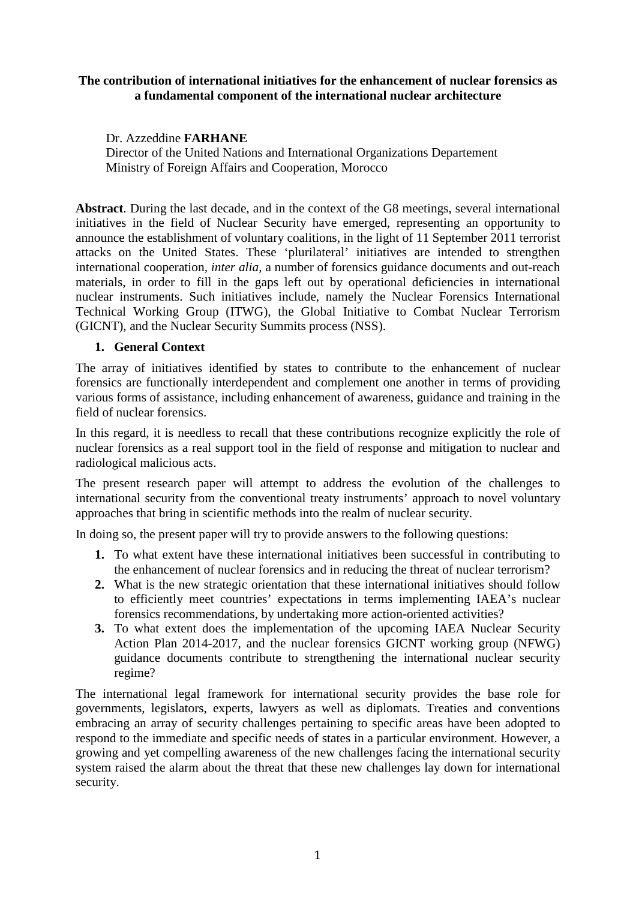**The contribution of international initiatives for the enhancement of nuclear forensics as a fundamental component of the international nuclear architecture**

Dr. Azzeddine **FARHANE**
Director of the United Nations and International Organizations Departement
Ministry of Foreign Affairs and Cooperation, Morocco

**Abstract**. During the last decade, and in the context of the G8 meetings, several international initiatives in the field of Nuclear Security have emerged, representing an opportunity to announce the establishment of voluntary coalitions, in the light of 11 September 2011 terrorist attacks on the United States. These 'plurilateral' initiatives are intended to strengthen international cooperation, *inter alia*, a number of forensics guidance documents and out-reach materials, in order to fill in the gaps left out by operational deficiencies in international nuclear instruments. Such initiatives include, namely the Nuclear Forensics International Technical Working Group (ITWG), the Global Initiative to Combat Nuclear Terrorism (GICNT), and the Nuclear Security Summits process (NSS).

## 1. General Context

The array of initiatives identified by states to contribute to the enhancement of nuclear forensics are functionally interdependent and complement one another in terms of providing various forms of assistance, including enhancement of awareness, guidance and training in the field of nuclear forensics.

In this regard, it is needless to recall that these contributions recognize explicitly the role of nuclear forensics as a real support tool in the field of response and mitigation to nuclear and radiological malicious acts.

The present research paper will attempt to address the evolution of the challenges to international security from the conventional treaty instruments' approach to novel voluntary approaches that bring in scientific methods into the realm of nuclear security.

In doing so, the present paper will try to provide answers to the following questions:

1. To what extent have these international initiatives been successful in contributing to the enhancement of nuclear forensics and in reducing the threat of nuclear terrorism?
2. What is the new strategic orientation that these international initiatives should follow to efficiently meet countries' expectations in terms implementing IAEA's nuclear forensics recommendations, by undertaking more action-oriented activities?
3. To what extent does the implementation of the upcoming IAEA Nuclear Security Action Plan 2014-2017, and the nuclear forensics GICNT working group (NFWG) guidance documents contribute to strengthening the international nuclear security regime?

The international legal framework for international security provides the base role for governments, legislators, experts, lawyers as well as diplomats. Treaties and conventions embracing an array of security challenges pertaining to specific areas have been adopted to respond to the immediate and specific needs of states in a particular environment. However, a growing and yet compelling awareness of the new challenges facing the international security system raised the alarm about the threat that these new challenges lay down for international security.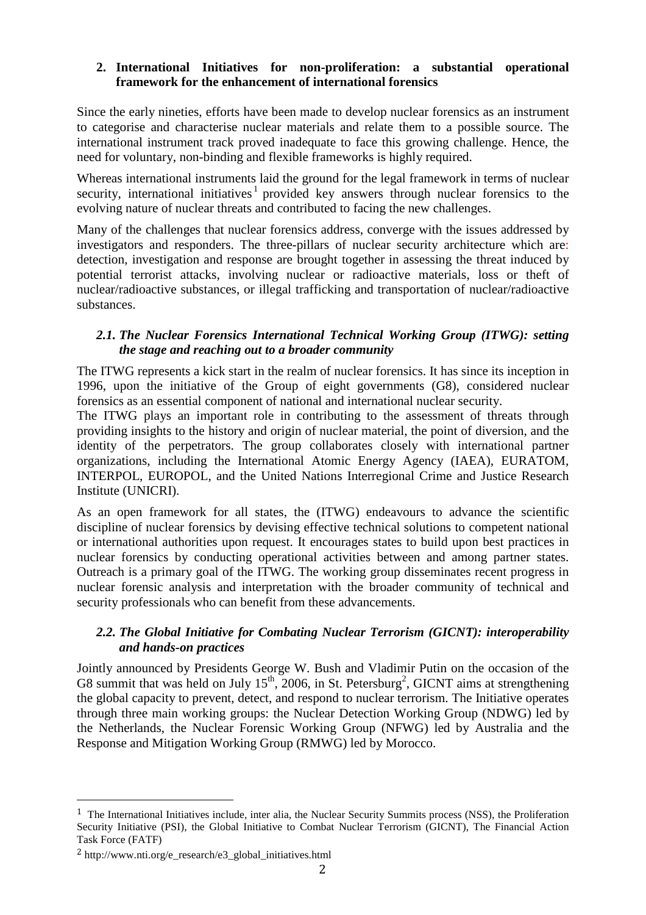## 2. International Initiatives for non-proliferation: a substantial operational framework for the enhancement of international forensics

Since the early nineties, efforts have been made to develop nuclear forensics as an instrument to categorise and characterise nuclear materials and relate them to a possible source. The international instrument track proved inadequate to face this growing challenge. Hence, the need for voluntary, non-binding and flexible frameworks is highly required.

Whereas international instruments laid the ground for the legal framework in terms of nuclear security, international initiatives[1] provided key answers through nuclear forensics to the evolving nature of nuclear threats and contributed to facing the new challenges.

Many of the challenges that nuclear forensics address, converge with the issues addressed by investigators and responders. The three-pillars of nuclear security architecture which are: detection, investigation and response are brought together in assessing the threat induced by potential terrorist attacks, involving nuclear or radioactive materials, loss or theft of nuclear/radioactive substances, or illegal trafficking and transportation of nuclear/radioactive substances.

### *2.1. The Nuclear Forensics International Technical Working Group (ITWG): setting the stage and reaching out to a broader community*

The ITWG represents a kick start in the realm of nuclear forensics. It has since its inception in 1996, upon the initiative of the Group of eight governments (G8), considered nuclear forensics as an essential component of national and international nuclear security.

The ITWG plays an important role in contributing to the assessment of threats through providing insights to the history and origin of nuclear material, the point of diversion, and the identity of the perpetrators. The group collaborates closely with international partner organizations, including the International Atomic Energy Agency (IAEA), EURATOM, INTERPOL, EUROPOL, and the United Nations Interregional Crime and Justice Research Institute (UNICRI).

As an open framework for all states, the (ITWG) endeavours to advance the scientific discipline of nuclear forensics by devising effective technical solutions to competent national or international authorities upon request. It encourages states to build upon best practices in nuclear forensics by conducting operational activities between and among partner states. Outreach is a primary goal of the ITWG. The working group disseminates recent progress in nuclear forensic analysis and interpretation with the broader community of technical and security professionals who can benefit from these advancements.

### *2.2. The Global Initiative for Combating Nuclear Terrorism (GICNT): interoperability and hands-on practices*

Jointly announced by Presidents George W. Bush and Vladimir Putin on the occasion of the G8 summit that was held on July 15th, 2006, in St. Petersburg[2], GICNT aims at strengthening the global capacity to prevent, detect, and respond to nuclear terrorism. The Initiative operates through three main working groups: the Nuclear Detection Working Group (NDWG) led by the Netherlands, the Nuclear Forensic Working Group (NFWG) led by Australia and the Response and Mitigation Working Group (RMWG) led by Morocco.

---

[1] The International Initiatives include, inter alia, the Nuclear Security Summits process (NSS), the Proliferation Security Initiative (PSI), the Global Initiative to Combat Nuclear Terrorism (GICNT), The Financial Action Task Force (FATF)

[2] http://www.nti.org/e_research/e3_global_initiatives.html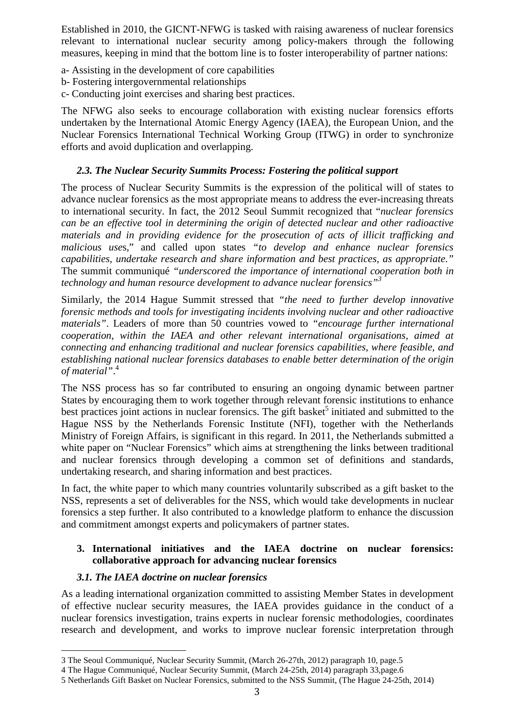Established in 2010, the GICNT-NFWG is tasked with raising awareness of nuclear forensics relevant to international nuclear security among policy-makers through the following measures, keeping in mind that the bottom line is to foster interoperability of partner nations:

a- Assisting in the development of core capabilities
b- Fostering intergovernmental relationships
c- Conducting joint exercises and sharing best practices.

The NFWG also seeks to encourage collaboration with existing nuclear forensics efforts undertaken by the International Atomic Energy Agency (IAEA), the European Union, and the Nuclear Forensics International Technical Working Group (ITWG) in order to synchronize efforts and avoid duplication and overlapping.

### *2.3. The Nuclear Security Summits Process: Fostering the political support*

The process of Nuclear Security Summits is the expression of the political will of states to advance nuclear forensics as the most appropriate means to address the ever-increasing threats to international security. In fact, the 2012 Seoul Summit recognized that "*nuclear forensics can be an effective tool in determining the origin of detected nuclear and other radioactive materials and in providing evidence for the prosecution of acts of illicit trafficking and malicious uses*," and called upon states *"to develop and enhance nuclear forensics capabilities, undertake research and share information and best practices, as appropriate."* The summit communiqué *"underscored the importance of international cooperation both in technology and human resource development to advance nuclear forensics"*[3]

Similarly, the 2014 Hague Summit stressed that *"the need to further develop innovative forensic methods and tools for investigating incidents involving nuclear and other radioactive materials"*. Leaders of more than 50 countries vowed to *"encourage further international cooperation, within the IAEA and other relevant international organisations, aimed at connecting and enhancing traditional and nuclear forensics capabilities, where feasible, and establishing national nuclear forensics databases to enable better determination of the origin of material"*.[4]

The NSS process has so far contributed to ensuring an ongoing dynamic between partner States by encouraging them to work together through relevant forensic institutions to enhance best practices joint actions in nuclear forensics. The gift basket[5] initiated and submitted to the Hague NSS by the Netherlands Forensic Institute (NFI), together with the Netherlands Ministry of Foreign Affairs, is significant in this regard. In 2011, the Netherlands submitted a white paper on "Nuclear Forensics" which aims at strengthening the links between traditional and nuclear forensics through developing a common set of definitions and standards, undertaking research, and sharing information and best practices.

In fact, the white paper to which many countries voluntarily subscribed as a gift basket to the NSS, represents a set of deliverables for the NSS, which would take developments in nuclear forensics a step further. It also contributed to a knowledge platform to enhance the discussion and commitment amongst experts and policymakers of partner states.

## 3. International initiatives and the IAEA doctrine on nuclear forensics: collaborative approach for advancing nuclear forensics

### *3.1. The IAEA doctrine on nuclear forensics*

As a leading international organization committed to assisting Member States in development of effective nuclear security measures, the IAEA provides guidance in the conduct of a nuclear forensics investigation, trains experts in nuclear forensic methodologies, coordinates research and development, and works to improve nuclear forensic interpretation through

---

3 The Seoul Communiqué, Nuclear Security Summit, (March 26-27th, 2012) paragraph 10, page.5

4 The Hague Communiqué, Nuclear Security Summit, (March 24-25th, 2014) paragraph 33,page.6

5 Netherlands Gift Basket on Nuclear Forensics, submitted to the NSS Summit, (The Hague 24-25th, 2014)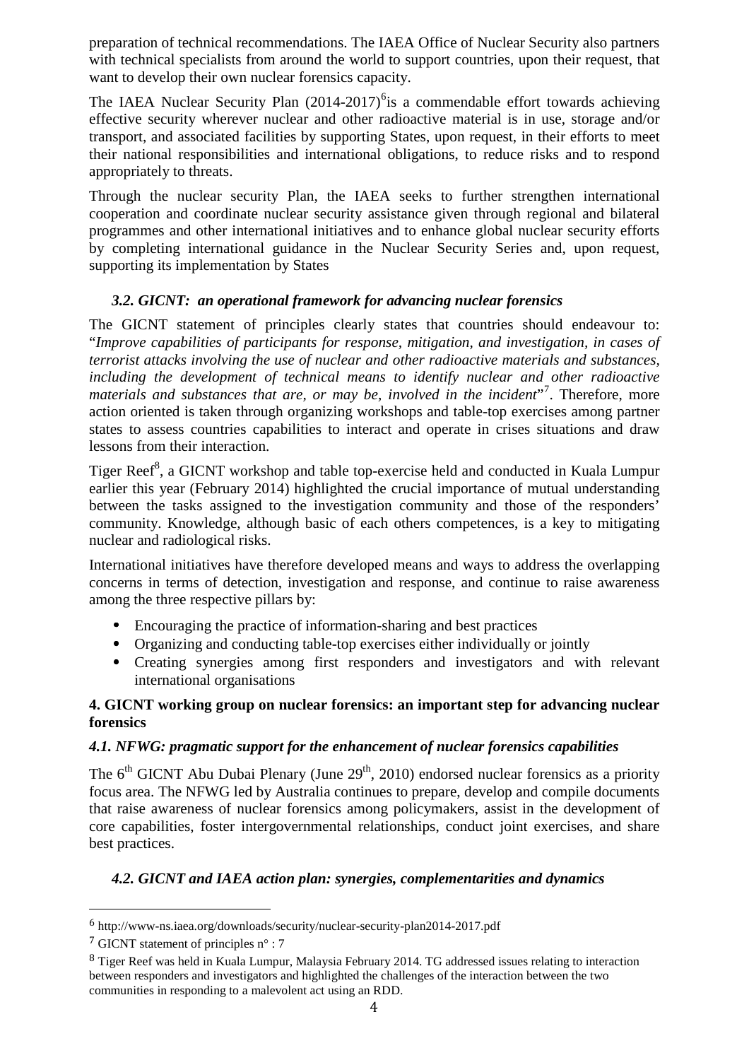preparation of technical recommendations. The IAEA Office of Nuclear Security also partners with technical specialists from around the world to support countries, upon their request, that want to develop their own nuclear forensics capacity.

The IAEA Nuclear Security Plan (2014-2017)[6]is a commendable effort towards achieving effective security wherever nuclear and other radioactive material is in use, storage and/or transport, and associated facilities by supporting States, upon request, in their efforts to meet their national responsibilities and international obligations, to reduce risks and to respond appropriately to threats.

Through the nuclear security Plan, the IAEA seeks to further strengthen international cooperation and coordinate nuclear security assistance given through regional and bilateral programmes and other international initiatives and to enhance global nuclear security efforts by completing international guidance in the Nuclear Security Series and, upon request, supporting its implementation by States

### *3.2. GICNT: an operational framework for advancing nuclear forensics*

The GICNT statement of principles clearly states that countries should endeavour to: "*Improve capabilities of participants for response, mitigation, and investigation, in cases of terrorist attacks involving the use of nuclear and other radioactive materials and substances, including the development of technical means to identify nuclear and other radioactive materials and substances that are, or may be, involved in the incident*"[7]. Therefore, more action oriented is taken through organizing workshops and table-top exercises among partner states to assess countries capabilities to interact and operate in crises situations and draw lessons from their interaction.

Tiger Reef[8], a GICNT workshop and table top-exercise held and conducted in Kuala Lumpur earlier this year (February 2014) highlighted the crucial importance of mutual understanding between the tasks assigned to the investigation community and those of the responders' community. Knowledge, although basic of each others competences, is a key to mitigating nuclear and radiological risks.

International initiatives have therefore developed means and ways to address the overlapping concerns in terms of detection, investigation and response, and continue to raise awareness among the three respective pillars by:

- Encouraging the practice of information-sharing and best practices
- Organizing and conducting table-top exercises either individually or jointly
- Creating synergies among first responders and investigators and with relevant international organisations

## 4. GICNT working group on nuclear forensics: an important step for advancing nuclear forensics

### *4.1. NFWG: pragmatic support for the enhancement of nuclear forensics capabilities*

The 6th GICNT Abu Dubai Plenary (June 29th, 2010) endorsed nuclear forensics as a priority focus area. The NFWG led by Australia continues to prepare, develop and compile documents that raise awareness of nuclear forensics among policymakers, assist in the development of core capabilities, foster intergovernmental relationships, conduct joint exercises, and share best practices.

### *4.2. GICNT and IAEA action plan: synergies, complementarities and dynamics*

---

[6] http://www-ns.iaea.org/downloads/security/nuclear-security-plan2014-2017.pdf

[7] GICNT statement of principles n° : 7

[8] Tiger Reef was held in Kuala Lumpur, Malaysia February 2014. TG addressed issues relating to interaction between responders and investigators and highlighted the challenges of the interaction between the two communities in responding to a malevolent act using an RDD.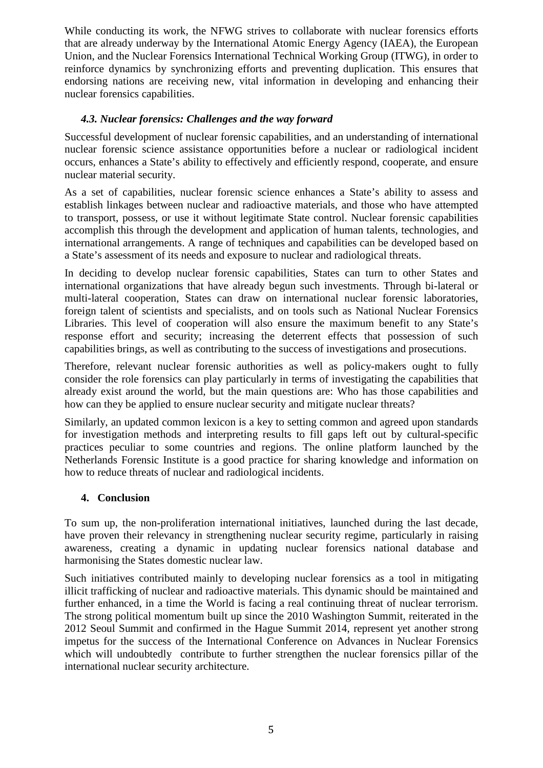While conducting its work, the NFWG strives to collaborate with nuclear forensics efforts that are already underway by the International Atomic Energy Agency (IAEA), the European Union, and the Nuclear Forensics International Technical Working Group (ITWG), in order to reinforce dynamics by synchronizing efforts and preventing duplication. This ensures that endorsing nations are receiving new, vital information in developing and enhancing their nuclear forensics capabilities.

### *4.3. Nuclear forensics: Challenges and the way forward*

Successful development of nuclear forensic capabilities, and an understanding of international nuclear forensic science assistance opportunities before a nuclear or radiological incident occurs, enhances a State's ability to effectively and efficiently respond, cooperate, and ensure nuclear material security.

As a set of capabilities, nuclear forensic science enhances a State's ability to assess and establish linkages between nuclear and radioactive materials, and those who have attempted to transport, possess, or use it without legitimate State control. Nuclear forensic capabilities accomplish this through the development and application of human talents, technologies, and international arrangements. A range of techniques and capabilities can be developed based on a State's assessment of its needs and exposure to nuclear and radiological threats.

In deciding to develop nuclear forensic capabilities, States can turn to other States and international organizations that have already begun such investments. Through bi-lateral or multi-lateral cooperation, States can draw on international nuclear forensic laboratories, foreign talent of scientists and specialists, and on tools such as National Nuclear Forensics Libraries. This level of cooperation will also ensure the maximum benefit to any State's response effort and security; increasing the deterrent effects that possession of such capabilities brings, as well as contributing to the success of investigations and prosecutions.

Therefore, relevant nuclear forensic authorities as well as policy-makers ought to fully consider the role forensics can play particularly in terms of investigating the capabilities that already exist around the world, but the main questions are: Who has those capabilities and how can they be applied to ensure nuclear security and mitigate nuclear threats?

Similarly, an updated common lexicon is a key to setting common and agreed upon standards for investigation methods and interpreting results to fill gaps left out by cultural-specific practices peculiar to some countries and regions. The online platform launched by the Netherlands Forensic Institute is a good practice for sharing knowledge and information on how to reduce threats of nuclear and radiological incidents.

## 4. Conclusion

To sum up, the non-proliferation international initiatives, launched during the last decade, have proven their relevancy in strengthening nuclear security regime, particularly in raising awareness, creating a dynamic in updating nuclear forensics national database and harmonising the States domestic nuclear law.

Such initiatives contributed mainly to developing nuclear forensics as a tool in mitigating illicit trafficking of nuclear and radioactive materials. This dynamic should be maintained and further enhanced, in a time the World is facing a real continuing threat of nuclear terrorism. The strong political momentum built up since the 2010 Washington Summit, reiterated in the 2012 Seoul Summit and confirmed in the Hague Summit 2014, represent yet another strong impetus for the success of the International Conference on Advances in Nuclear Forensics which will undoubtedly contribute to further strengthen the nuclear forensics pillar of the international nuclear security architecture.